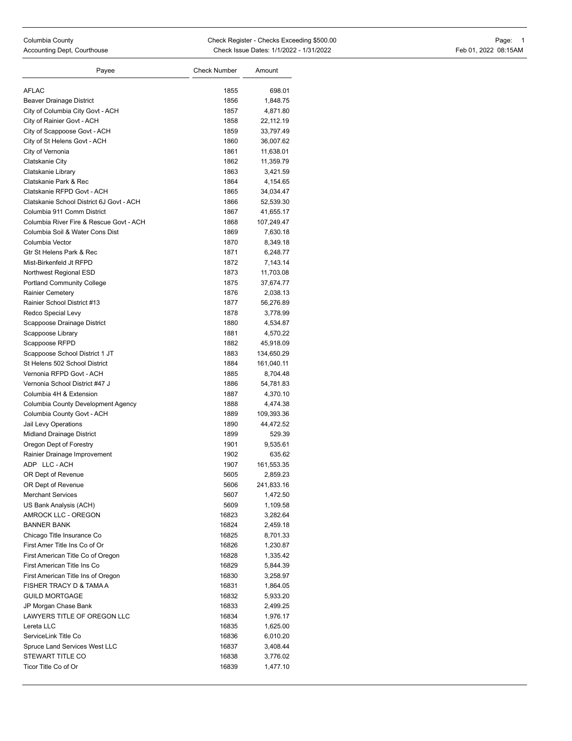Columbia County
Accounting Dept, Courthouse

Check Register - Checks Exceeding $500.00
Check Issue Dates: 1/1/2022 - 1/31/2022

Feb 01, 2022 08:15AM

| Payee | Check Number | Amount |
|---|---|---|
| AFLAC | 1855 | 698.01 |
| Beaver Drainage District | 1856 | 1,848.75 |
| City of Columbia City Govt - ACH | 1857 | 4,871.80 |
| City of Rainier Govt - ACH | 1858 | 22,112.19 |
| City of Scappoose Govt - ACH | 1859 | 33,797.49 |
| City of St Helens Govt - ACH | 1860 | 36,007.62 |
| City of Vernonia | 1861 | 11,638.01 |
| Clatskanie City | 1862 | 11,359.79 |
| Clatskanie Library | 1863 | 3,421.59 |
| Clatskanie Park & Rec | 1864 | 4,154.65 |
| Clatskanie RFPD Govt - ACH | 1865 | 34,034.47 |
| Clatskanie School District 6J Govt - ACH | 1866 | 52,539.30 |
| Columbia 911 Comm District | 1867 | 41,655.17 |
| Columbia River Fire & Rescue Govt - ACH | 1868 | 107,249.47 |
| Columbia Soil & Water Cons Dist | 1869 | 7,630.18 |
| Columbia Vector | 1870 | 8,349.18 |
| Gtr St Helens Park & Rec | 1871 | 6,248.77 |
| Mist-Birkenfeld Jt RFPD | 1872 | 7,143.14 |
| Northwest Regional ESD | 1873 | 11,703.08 |
| Portland Community College | 1875 | 37,674.77 |
| Rainier Cemetery | 1876 | 2,038.13 |
| Rainier School District #13 | 1877 | 56,276.89 |
| Redco Special Levy | 1878 | 3,778.99 |
| Scappoose Drainage District | 1880 | 4,534.87 |
| Scappoose Library | 1881 | 4,570.22 |
| Scappoose RFPD | 1882 | 45,918.09 |
| Scappoose School District 1 JT | 1883 | 134,650.29 |
| St Helens 502 School District | 1884 | 161,040.11 |
| Vernonia RFPD Govt - ACH | 1885 | 8,704.48 |
| Vernonia School District #47 J | 1886 | 54,781.83 |
| Columbia 4H & Extension | 1887 | 4,370.10 |
| Columbia County Development Agency | 1888 | 4,474.38 |
| Columbia County Govt - ACH | 1889 | 109,393.36 |
| Jail Levy Operations | 1890 | 44,472.52 |
| Midland Drainage District | 1899 | 529.39 |
| Oregon Dept of Forestry | 1901 | 9,535.61 |
| Rainier Drainage Improvement | 1902 | 635.62 |
| ADP LLC - ACH | 1907 | 161,553.35 |
| OR Dept of Revenue | 5605 | 2,859.23 |
| OR Dept of Revenue | 5606 | 241,833.16 |
| Merchant Services | 5607 | 1,472.50 |
| US Bank Analysis (ACH) | 5609 | 1,109.58 |
| AMROCK LLC - OREGON | 16823 | 3,282.64 |
| BANNER BANK | 16824 | 2,459.18 |
| Chicago Title Insurance Co | 16825 | 8,701.33 |
| First Amer Title Ins Co of Or | 16826 | 1,230.87 |
| First American Title Co of Oregon | 16828 | 1,335.42 |
| First American Title Ins Co | 16829 | 5,844.39 |
| First American Title Ins of Oregon | 16830 | 3,258.97 |
| FISHER TRACY D & TAMA A | 16831 | 1,864.05 |
| GUILD MORTGAGE | 16832 | 5,933.20 |
| JP Morgan Chase Bank | 16833 | 2,499.25 |
| LAWYERS TITLE OF OREGON LLC | 16834 | 1,976.17 |
| Lereta LLC | 16835 | 1,625.00 |
| ServiceLink Title Co | 16836 | 6,010.20 |
| Spruce Land Services West LLC | 16837 | 3,408.44 |
| STEWART TITLE CO | 16838 | 3,776.02 |
| Ticor Title Co of Or | 16839 | 1,477.10 |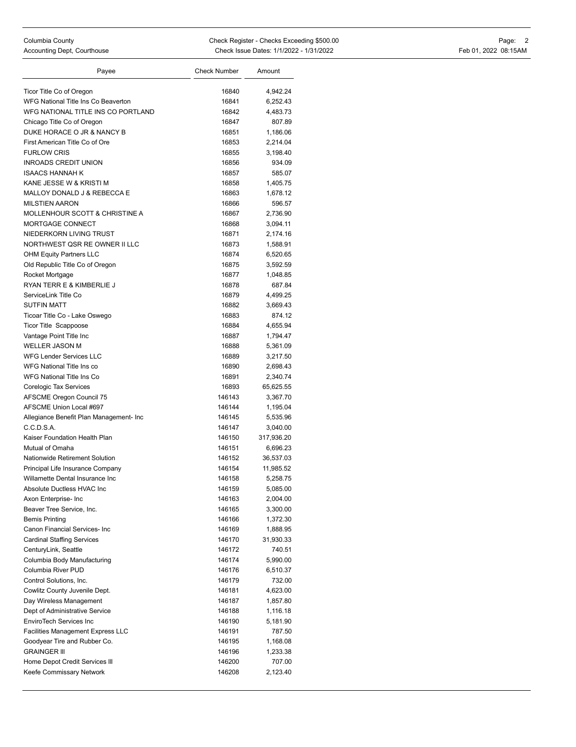| Payee | Check Number | Amount |
|---|---|---|
| Ticor Title Co of Oregon | 16840 | 4,942.24 |
| WFG National Title Ins Co Beaverton | 16841 | 6,252.43 |
| WFG NATIONAL TITLE INS CO PORTLAND | 16842 | 4,483.73 |
| Chicago Title Co of Oregon | 16847 | 807.89 |
| DUKE HORACE O JR & NANCY B | 16851 | 1,186.06 |
| First American Title Co of Ore | 16853 | 2,214.04 |
| FURLOW CRIS | 16855 | 3,198.40 |
| INROADS CREDIT UNION | 16856 | 934.09 |
| ISAACS HANNAH K | 16857 | 585.07 |
| KANE JESSE W & KRISTI M | 16858 | 1,405.75 |
| MALLOY DONALD J & REBECCA E | 16863 | 1,678.12 |
| MILSTIEN AARON | 16866 | 596.57 |
| MOLLENHOUR SCOTT & CHRISTINE A | 16867 | 2,736.90 |
| MORTGAGE CONNECT | 16868 | 3,094.11 |
| NIEDERKORN LIVING TRUST | 16871 | 2,174.16 |
| NORTHWEST QSR RE OWNER II LLC | 16873 | 1,588.91 |
| OHM Equity Partners LLC | 16874 | 6,520.65 |
| Old Republic Title Co of Oregon | 16875 | 3,592.59 |
| Rocket Mortgage | 16877 | 1,048.85 |
| RYAN TERR E & KIMBERLIE J | 16878 | 687.84 |
| ServiceLink Title Co | 16879 | 4,499.25 |
| SUTFIN MATT | 16882 | 3,669.43 |
| Ticoar Title Co - Lake Oswego | 16883 | 874.12 |
| Ticor Title Scappoose | 16884 | 4,655.94 |
| Vantage Point Title Inc | 16887 | 1,794.47 |
| WELLER JASON M | 16888 | 5,361.09 |
| WFG Lender Services LLC | 16889 | 3,217.50 |
| WFG National Title Ins co | 16890 | 2,698.43 |
| WFG National Title Ins Co | 16891 | 2,340.74 |
| Corelogic Tax Services | 16893 | 65,625.55 |
| AFSCME Oregon Council 75 | 146143 | 3,367.70 |
| AFSCME Union Local #697 | 146144 | 1,195.04 |
| Allegiance Benefit Plan Management- Inc | 146145 | 5,535.96 |
| C.C.D.S.A. | 146147 | 3,040.00 |
| Kaiser Foundation Health Plan | 146150 | 317,936.20 |
| Mutual of Omaha | 146151 | 6,696.23 |
| Nationwide Retirement Solution | 146152 | 36,537.03 |
| Principal Life Insurance Company | 146154 | 11,985.52 |
| Willamette Dental Insurance Inc | 146158 | 5,258.75 |
| Absolute Ductless HVAC Inc | 146159 | 5,085.00 |
| Axon Enterprise- Inc | 146163 | 2,004.00 |
| Beaver Tree Service, Inc. | 146165 | 3,300.00 |
| Bemis Printing | 146166 | 1,372.30 |
| Canon Financial Services- Inc | 146169 | 1,888.95 |
| Cardinal Staffing Services | 146170 | 31,930.33 |
| CenturyLink, Seattle | 146172 | 740.51 |
| Columbia Body Manufacturing | 146174 | 5,990.00 |
| Columbia River PUD | 146176 | 6,510.37 |
| Control Solutions, Inc. | 146179 | 732.00 |
| Cowlitz County Juvenile Dept. | 146181 | 4,623.00 |
| Day Wireless Management | 146187 | 1,857.80 |
| Dept of Administrative Service | 146188 | 1,116.18 |
| EnviroTech Services Inc | 146190 | 5,181.90 |
| Facilities Management Express LLC | 146191 | 787.50 |
| Goodyear Tire and Rubber Co. | 146195 | 1,168.08 |
| GRAINGER III | 146196 | 1,233.38 |
| Home Depot Credit Services III | 146200 | 707.00 |
| Keefe Commissary Network | 146208 | 2,123.40 |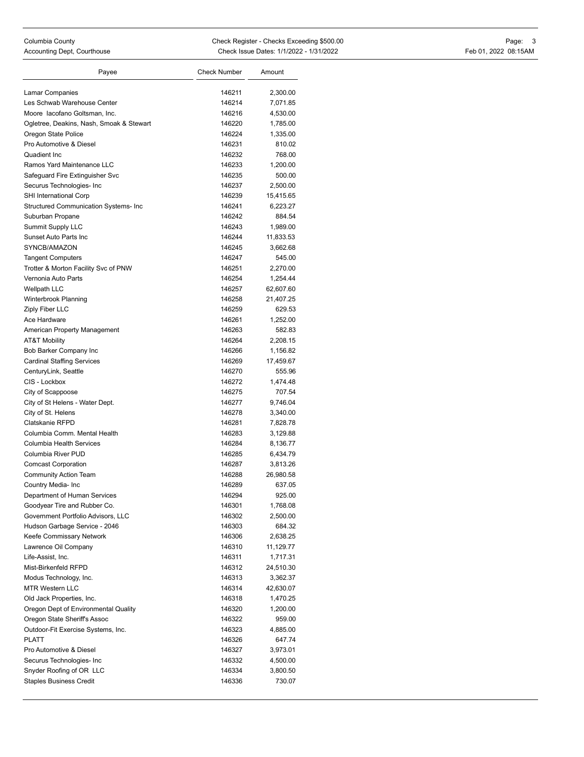| Payee | Check Number | Amount |
|---|---|---|
| Lamar Companies | 146211 | 2,300.00 |
| Les Schwab Warehouse Center | 146214 | 7,071.85 |
| Moore Iacofano Goltsman, Inc. | 146216 | 4,530.00 |
| Ogletree, Deakins, Nash, Smoak & Stewart | 146220 | 1,785.00 |
| Oregon State Police | 146224 | 1,335.00 |
| Pro Automotive & Diesel | 146231 | 810.02 |
| Quadient Inc | 146232 | 768.00 |
| Ramos Yard Maintenance LLC | 146233 | 1,200.00 |
| Safeguard Fire Extinguisher Svc | 146235 | 500.00 |
| Securus Technologies- Inc | 146237 | 2,500.00 |
| SHI International Corp | 146239 | 15,415.65 |
| Structured Communication Systems- Inc | 146241 | 6,223.27 |
| Suburban Propane | 146242 | 884.54 |
| Summit Supply LLC | 146243 | 1,989.00 |
| Sunset Auto Parts Inc | 146244 | 11,833.53 |
| SYNCB/AMAZON | 146245 | 3,662.68 |
| Tangent Computers | 146247 | 545.00 |
| Trotter & Morton Facility Svc of PNW | 146251 | 2,270.00 |
| Vernonia Auto Parts | 146254 | 1,254.44 |
| Wellpath LLC | 146257 | 62,607.60 |
| Winterbrook Planning | 146258 | 21,407.25 |
| Ziply Fiber LLC | 146259 | 629.53 |
| Ace Hardware | 146261 | 1,252.00 |
| American Property Management | 146263 | 582.83 |
| AT&T Mobility | 146264 | 2,208.15 |
| Bob Barker Company Inc | 146266 | 1,156.82 |
| Cardinal Staffing Services | 146269 | 17,459.67 |
| CenturyLink, Seattle | 146270 | 555.96 |
| CIS - Lockbox | 146272 | 1,474.48 |
| City of Scappoose | 146275 | 707.54 |
| City of St Helens - Water Dept. | 146277 | 9,746.04 |
| City of St. Helens | 146278 | 3,340.00 |
| Clatskanie RFPD | 146281 | 7,828.78 |
| Columbia Comm. Mental Health | 146283 | 3,129.88 |
| Columbia Health Services | 146284 | 8,136.77 |
| Columbia River PUD | 146285 | 6,434.79 |
| Comcast Corporation | 146287 | 3,813.26 |
| Community Action Team | 146288 | 26,980.58 |
| Country Media- Inc | 146289 | 637.05 |
| Department of Human Services | 146294 | 925.00 |
| Goodyear Tire and Rubber Co. | 146301 | 1,768.08 |
| Government Portfolio Advisors, LLC | 146302 | 2,500.00 |
| Hudson Garbage Service - 2046 | 146303 | 684.32 |
| Keefe Commissary Network | 146306 | 2,638.25 |
| Lawrence Oil Company | 146310 | 11,129.77 |
| Life-Assist, Inc. | 146311 | 1,717.31 |
| Mist-Birkenfeld RFPD | 146312 | 24,510.30 |
| Modus Technology, Inc. | 146313 | 3,362.37 |
| MTR Western LLC | 146314 | 42,630.07 |
| Old Jack Properties, Inc. | 146318 | 1,470.25 |
| Oregon Dept of Environmental Quality | 146320 | 1,200.00 |
| Oregon State Sheriff's Assoc | 146322 | 959.00 |
| Outdoor-Fit Exercise Systems, Inc. | 146323 | 4,885.00 |
| PLATT | 146326 | 647.74 |
| Pro Automotive & Diesel | 146327 | 3,973.01 |
| Securus Technologies- Inc | 146332 | 4,500.00 |
| Snyder Roofing of OR LLC | 146334 | 3,800.50 |
| Staples Business Credit | 146336 | 730.07 |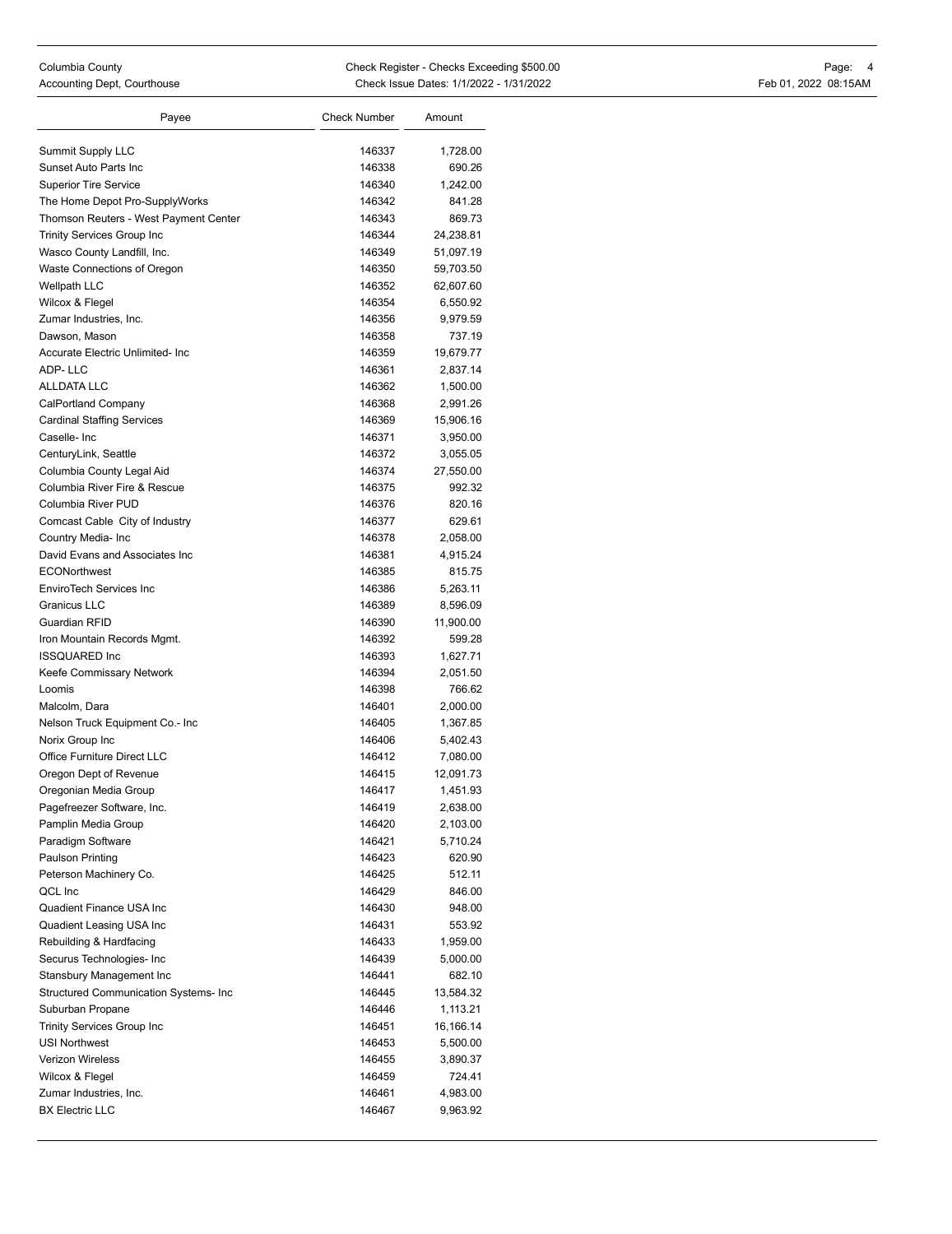| Payee | Check Number | Amount |
|---|---|---|
| Summit Supply LLC | 146337 | 1,728.00 |
| Sunset Auto Parts Inc | 146338 | 690.26 |
| Superior Tire Service | 146340 | 1,242.00 |
| The Home Depot Pro-SupplyWorks | 146342 | 841.28 |
| Thomson Reuters - West Payment Center | 146343 | 869.73 |
| Trinity Services Group Inc | 146344 | 24,238.81 |
| Wasco County Landfill, Inc. | 146349 | 51,097.19 |
| Waste Connections of Oregon | 146350 | 59,703.50 |
| Wellpath LLC | 146352 | 62,607.60 |
| Wilcox & Flegel | 146354 | 6,550.92 |
| Zumar Industries, Inc. | 146356 | 9,979.59 |
| Dawson, Mason | 146358 | 737.19 |
| Accurate Electric Unlimited- Inc | 146359 | 19,679.77 |
| ADP- LLC | 146361 | 2,837.14 |
| ALLDATA LLC | 146362 | 1,500.00 |
| CalPortland Company | 146368 | 2,991.26 |
| Cardinal Staffing Services | 146369 | 15,906.16 |
| Caselle- Inc | 146371 | 3,950.00 |
| CenturyLink, Seattle | 146372 | 3,055.05 |
| Columbia County Legal Aid | 146374 | 27,550.00 |
| Columbia River Fire & Rescue | 146375 | 992.32 |
| Columbia River PUD | 146376 | 820.16 |
| Comcast Cable City of Industry | 146377 | 629.61 |
| Country Media- Inc | 146378 | 2,058.00 |
| David Evans and Associates Inc | 146381 | 4,915.24 |
| ECONorthwest | 146385 | 815.75 |
| EnviroTech Services Inc | 146386 | 5,263.11 |
| Granicus LLC | 146389 | 8,596.09 |
| Guardian RFID | 146390 | 11,900.00 |
| Iron Mountain Records Mgmt. | 146392 | 599.28 |
| ISSQUARED Inc | 146393 | 1,627.71 |
| Keefe Commissary Network | 146394 | 2,051.50 |
| Loomis | 146398 | 766.62 |
| Malcolm, Dara | 146401 | 2,000.00 |
| Nelson Truck Equipment Co.- Inc | 146405 | 1,367.85 |
| Norix Group Inc | 146406 | 5,402.43 |
| Office Furniture Direct LLC | 146412 | 7,080.00 |
| Oregon Dept of Revenue | 146415 | 12,091.73 |
| Oregonian Media Group | 146417 | 1,451.93 |
| Pagefreezer Software, Inc. | 146419 | 2,638.00 |
| Pamplin Media Group | 146420 | 2,103.00 |
| Paradigm Software | 146421 | 5,710.24 |
| Paulson Printing | 146423 | 620.90 |
| Peterson Machinery Co. | 146425 | 512.11 |
| QCL Inc | 146429 | 846.00 |
| Quadient Finance USA Inc | 146430 | 948.00 |
| Quadient Leasing USA Inc | 146431 | 553.92 |
| Rebuilding & Hardfacing | 146433 | 1,959.00 |
| Securus Technologies- Inc | 146439 | 5,000.00 |
| Stansbury Management Inc | 146441 | 682.10 |
| Structured Communication Systems- Inc | 146445 | 13,584.32 |
| Suburban Propane | 146446 | 1,113.21 |
| Trinity Services Group Inc | 146451 | 16,166.14 |
| USI Northwest | 146453 | 5,500.00 |
| Verizon Wireless | 146455 | 3,890.37 |
| Wilcox & Flegel | 146459 | 724.41 |
| Zumar Industries, Inc. | 146461 | 4,983.00 |
| BX Electric LLC | 146467 | 9,963.92 |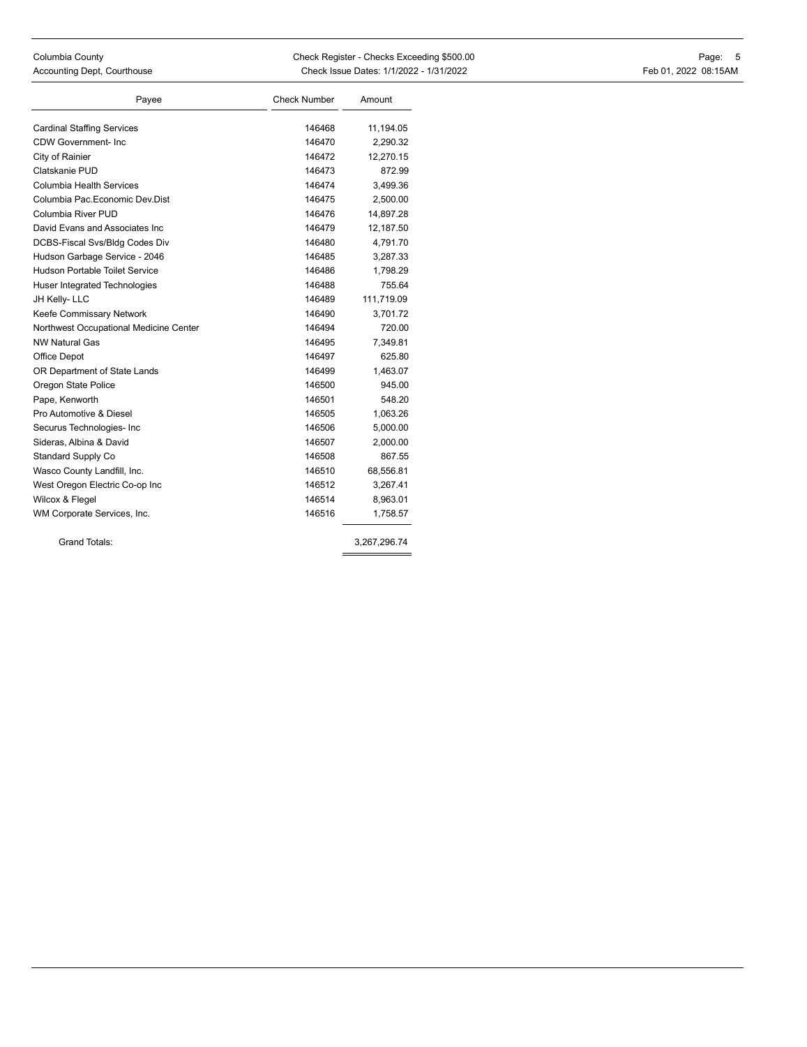| Payee | Check Number | Amount |
|---|---|---|
| Cardinal Staffing Services | 146468 | 11,194.05 |
| CDW Government- Inc | 146470 | 2,290.32 |
| City of Rainier | 146472 | 12,270.15 |
| Clatskanie PUD | 146473 | 872.99 |
| Columbia Health Services | 146474 | 3,499.36 |
| Columbia Pac.Economic Dev.Dist | 146475 | 2,500.00 |
| Columbia River PUD | 146476 | 14,897.28 |
| David Evans and Associates Inc | 146479 | 12,187.50 |
| DCBS-Fiscal Svs/Bldg Codes Div | 146480 | 4,791.70 |
| Hudson Garbage Service - 2046 | 146485 | 3,287.33 |
| Hudson Portable Toilet Service | 146486 | 1,798.29 |
| Huser Integrated Technologies | 146488 | 755.64 |
| JH Kelly- LLC | 146489 | 111,719.09 |
| Keefe Commissary Network | 146490 | 3,701.72 |
| Northwest Occupational Medicine Center | 146494 | 720.00 |
| NW Natural Gas | 146495 | 7,349.81 |
| Office Depot | 146497 | 625.80 |
| OR Department of State Lands | 146499 | 1,463.07 |
| Oregon State Police | 146500 | 945.00 |
| Pape, Kenworth | 146501 | 548.20 |
| Pro Automotive & Diesel | 146505 | 1,063.26 |
| Securus Technologies- Inc | 146506 | 5,000.00 |
| Sideras, Albina & David | 146507 | 2,000.00 |
| Standard Supply Co | 146508 | 867.55 |
| Wasco County Landfill, Inc. | 146510 | 68,556.81 |
| West Oregon Electric Co-op Inc | 146512 | 3,267.41 |
| Wilcox & Flegel | 146514 | 8,963.01 |
| WM Corporate Services, Inc. | 146516 | 1,758.57 |
| Grand Totals: | | 3,267,296.74 |